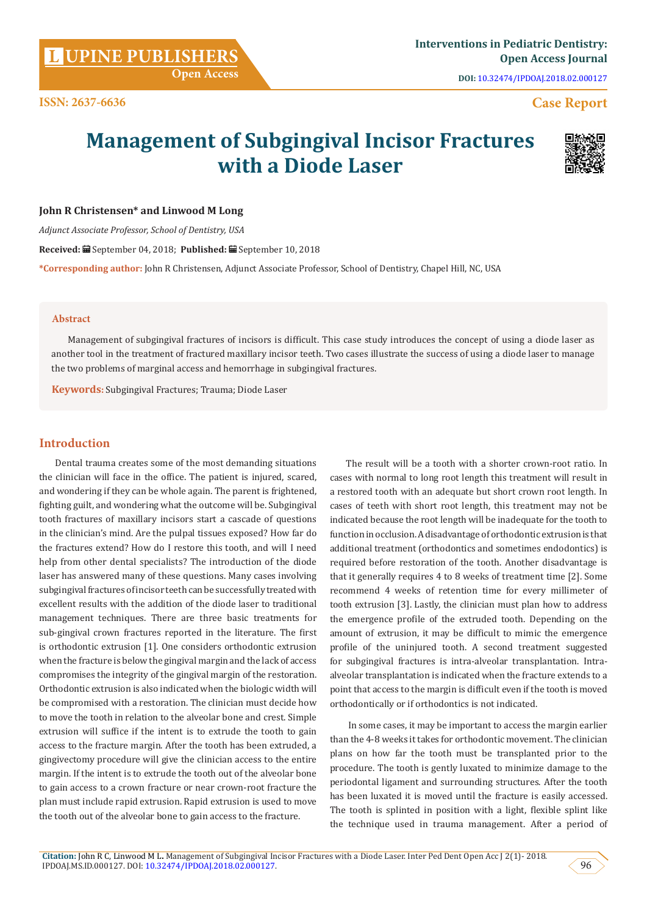Case Report

# Management of Subgingival Incisor Fractures with a Diode Laser

**John R Christensen* and Linwood M Long**

*Adjunct Associate Professor, School of Dentistry, USA*

**Received:** September 04, 2018; **Published:** September 10, 2018

***Corresponding author:** John R Christensen, Adjunct Associate Professor, School of Dentistry, Chapel Hill, NC, USA

## Abstract

Management of subgingival fractures of incisors is difficult. This case study introduces the concept of using a diode laser as another tool in the treatment of fractured maxillary incisor teeth. Two cases illustrate the success of using a diode laser to manage the two problems of marginal access and hemorrhage in subgingival fractures.

**Keywords:** Subgingival Fractures; Trauma; Diode Laser

## Introduction

Dental trauma creates some of the most demanding situations the clinician will face in the office. The patient is injured, scared, and wondering if they can be whole again. The parent is frightened, fighting guilt, and wondering what the outcome will be. Subgingival tooth fractures of maxillary incisors start a cascade of questions in the clinician's mind. Are the pulpal tissues exposed? How far do the fractures extend? How do I restore this tooth, and will I need help from other dental specialists? The introduction of the diode laser has answered many of these questions. Many cases involving subgingival fractures of incisor teeth can be successfully treated with excellent results with the addition of the diode laser to traditional management techniques. There are three basic treatments for sub-gingival crown fractures reported in the literature. The first is orthodontic extrusion [1]. One considers orthodontic extrusion when the fracture is below the gingival margin and the lack of access compromises the integrity of the gingival margin of the restoration. Orthodontic extrusion is also indicated when the biologic width will be compromised with a restoration. The clinician must decide how to move the tooth in relation to the alveolar bone and crest. Simple extrusion will suffice if the intent is to extrude the tooth to gain access to the fracture margin. After the tooth has been extruded, a gingivectomy procedure will give the clinician access to the entire margin. If the intent is to extrude the tooth out of the alveolar bone to gain access to a crown fracture or near crown-root fracture the plan must include rapid extrusion. Rapid extrusion is used to move the tooth out of the alveolar bone to gain access to the fracture.

The result will be a tooth with a shorter crown-root ratio. In cases with normal to long root length this treatment will result in a restored tooth with an adequate but short crown root length. In cases of teeth with short root length, this treatment may not be indicated because the root length will be inadequate for the tooth to function in occlusion. A disadvantage of orthodontic extrusion is that additional treatment (orthodontics and sometimes endodontics) is required before restoration of the tooth. Another disadvantage is that it generally requires 4 to 8 weeks of treatment time [2]. Some recommend 4 weeks of retention time for every millimeter of tooth extrusion [3]. Lastly, the clinician must plan how to address the emergence profile of the extruded tooth. Depending on the amount of extrusion, it may be difficult to mimic the emergence profile of the uninjured tooth. A second treatment suggested for subgingival fractures is intra-alveolar transplantation. Intra-alveolar transplantation is indicated when the fracture extends to a point that access to the margin is difficult even if the tooth is moved orthodontically or if orthodontics is not indicated.

In some cases, it may be important to access the margin earlier than the 4-8 weeks it takes for orthodontic movement. The clinician plans on how far the tooth must be transplanted prior to the procedure. The tooth is gently luxated to minimize damage to the periodontal ligament and surrounding structures. After the tooth has been luxated it is moved until the fracture is easily accessed. The tooth is splinted in position with a light, flexible splint like the technique used in trauma management. After a period of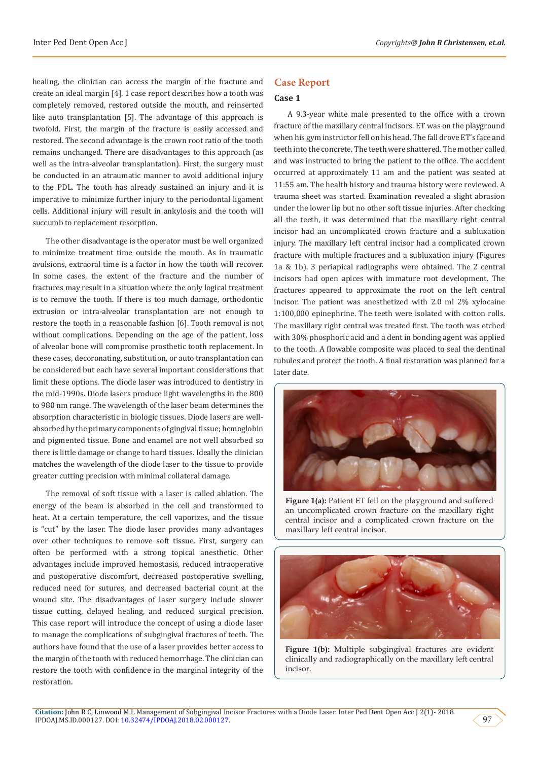healing, the clinician can access the margin of the fracture and create an ideal margin [4]. 1 case report describes how a tooth was completely removed, restored outside the mouth, and reinserted like auto transplantation [5]. The advantage of this approach is twofold. First, the margin of the fracture is easily accessed and restored. The second advantage is the crown root ratio of the tooth remains unchanged. There are disadvantages to this approach (as well as the intra-alveolar transplantation). First, the surgery must be conducted in an atraumatic manner to avoid additional injury to the PDL. The tooth has already sustained an injury and it is imperative to minimize further injury to the periodontal ligament cells. Additional injury will result in ankylosis and the tooth will succumb to replacement resorption.

The other disadvantage is the operator must be well organized to minimize treatment time outside the mouth. As in traumatic avulsions, extraoral time is a factor in how the tooth will recover. In some cases, the extent of the fracture and the number of fractures may result in a situation where the only logical treatment is to remove the tooth. If there is too much damage, orthodontic extrusion or intra-alveolar transplantation are not enough to restore the tooth in a reasonable fashion [6]. Tooth removal is not without complications. Depending on the age of the patient, loss of alveolar bone will compromise prosthetic tooth replacement. In these cases, decoronating, substitution, or auto transplantation can be considered but each have several important considerations that limit these options. The diode laser was introduced to dentistry in the mid-1990s. Diode lasers produce light wavelengths in the 800 to 980 nm range. The wavelength of the laser beam determines the absorption characteristic in biologic tissues. Diode lasers are well-absorbed by the primary components of gingival tissue; hemoglobin and pigmented tissue. Bone and enamel are not well absorbed so there is little damage or change to hard tissues. Ideally the clinician matches the wavelength of the diode laser to the tissue to provide greater cutting precision with minimal collateral damage.

The removal of soft tissue with a laser is called ablation. The energy of the beam is absorbed in the cell and transformed to heat. At a certain temperature, the cell vaporizes, and the tissue is "cut" by the laser. The diode laser provides many advantages over other techniques to remove soft tissue. First, surgery can often be performed with a strong topical anesthetic. Other advantages include improved hemostasis, reduced intraoperative and postoperative discomfort, decreased postoperative swelling, reduced need for sutures, and decreased bacterial count at the wound site. The disadvantages of laser surgery include slower tissue cutting, delayed healing, and reduced surgical precision. This case report will introduce the concept of using a diode laser to manage the complications of subgingival fractures of teeth. The authors have found that the use of a laser provides better access to the margin of the tooth with reduced hemorrhage. The clinician can restore the tooth with confidence in the marginal integrity of the restoration.

## Case Report

### Case 1

A 9.3-year white male presented to the office with a crown fracture of the maxillary central incisors. ET was on the playground when his gym instructor fell on his head. The fall drove ET's face and teeth into the concrete. The teeth were shattered. The mother called and was instructed to bring the patient to the office. The accident occurred at approximately 11 am and the patient was seated at 11:55 am. The health history and trauma history were reviewed. A trauma sheet was started. Examination revealed a slight abrasion under the lower lip but no other soft tissue injuries. After checking all the teeth, it was determined that the maxillary right central incisor had an uncomplicated crown fracture and a subluxation injury. The maxillary left central incisor had a complicated crown fracture with multiple fractures and a subluxation injury (Figures 1a & 1b). 3 periapical radiographs were obtained. The 2 central incisors had open apices with immature root development. The fractures appeared to approximate the root on the left central incisor. The patient was anesthetized with 2.0 ml 2% xylocaine 1:100,000 epinephrine. The teeth were isolated with cotton rolls. The maxillary right central was treated first. The tooth was etched with 30% phosphoric acid and a dent in bonding agent was applied to the tooth. A flowable composite was placed to seal the dentinal tubules and protect the tooth. A final restoration was planned for a later date.

**Figure 1(a):** Patient ET fell on the playground and suffered an uncomplicated crown fracture on the maxillary right central incisor and a complicated crown fracture on the maxillary left central incisor.

**Figure 1(b):** Multiple subgingival fractures are evident clinically and radiographically on the maxillary left central incisor.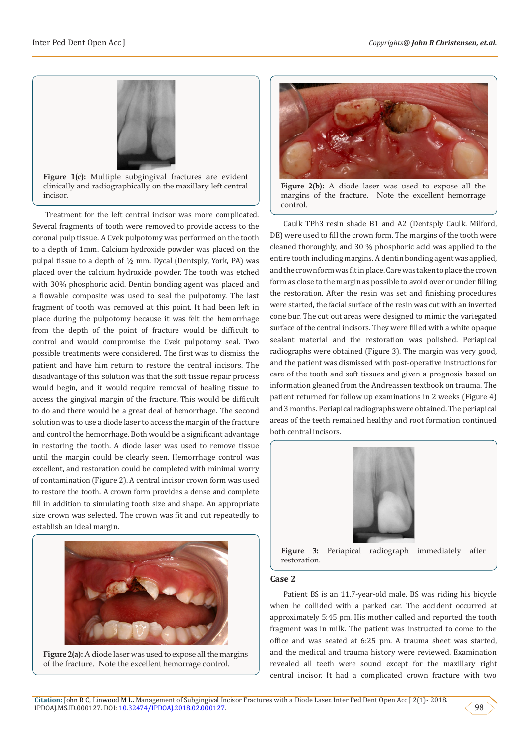Figure 1(c): Multiple subgingival fractures are evident clinically and radiographically on the maxillary left central incisor.

Treatment for the left central incisor was more complicated. Several fragments of tooth were removed to provide access to the coronal pulp tissue. A Cvek pulpotomy was performed on the tooth to a depth of 1mm. Calcium hydroxide powder was placed on the pulpal tissue to a depth of ½ mm. Dycal (Dentsply, York, PA) was placed over the calcium hydroxide powder. The tooth was etched with 30% phosphoric acid. Dentin bonding agent was placed and a flowable composite was used to seal the pulpotomy. The last fragment of tooth was removed at this point. It had been left in place during the pulpotomy because it was felt the hemorrhage from the depth of the point of fracture would be difficult to control and would compromise the Cvek pulpotomy seal. Two possible treatments were considered. The first was to dismiss the patient and have him return to restore the central incisors. The disadvantage of this solution was that the soft tissue repair process would begin, and it would require removal of healing tissue to access the gingival margin of the fracture. This would be difficult to do and there would be a great deal of hemorrhage. The second solution was to use a diode laser to access the margin of the fracture and control the hemorrhage. Both would be a significant advantage in restoring the tooth. A diode laser was used to remove tissue until the margin could be clearly seen. Hemorrhage control was excellent, and restoration could be completed with minimal worry of contamination (Figure 2). A central incisor crown form was used to restore the tooth. A crown form provides a dense and complete fill in addition to simulating tooth size and shape. An appropriate size crown was selected. The crown was fit and cut repeatedly to establish an ideal margin.

Figure 2(a): A diode laser was used to expose all the margins of the fracture. Note the excellent hemorrhage control.

Figure 2(b): A diode laser was used to expose all the margins of the fracture. Note the excellent hemorrhage control.

Caulk TPh3 resin shade B1 and A2 (Dentsply Caulk. Milford, DE) were used to fill the crown form. The margins of the tooth were cleaned thoroughly, and 30 % phosphoric acid was applied to the entire tooth including margins. A dentin bonding agent was applied, and the crown form was fit in place. Care was taken to place the crown form as close to the margin as possible to avoid over or under filling the restoration. After the resin was set and finishing procedures were started, the facial surface of the resin was cut with an inverted cone bur. The cut out areas were designed to mimic the variegated surface of the central incisors. They were filled with a white opaque sealant material and the restoration was polished. Periapical radiographs were obtained (Figure 3). The margin was very good, and the patient was dismissed with post-operative instructions for care of the tooth and soft tissues and given a prognosis based on information gleaned from the Andreassen textbook on trauma. The patient returned for follow up examinations in 2 weeks (Figure 4) and 3 months. Periapical radiographs were obtained. The periapical areas of the teeth remained healthy and root formation continued both central incisors.

Figure 3: Periapical radiograph immediately after restoration.

## Case 2

Patient BS is an 11.7-year-old male. BS was riding his bicycle when he collided with a parked car. The accident occurred at approximately 5:45 pm. His mother called and reported the tooth fragment was in milk. The patient was instructed to come to the office and was seated at 6:25 pm. A trauma sheet was started, and the medical and trauma history were reviewed. Examination revealed all teeth were sound except for the maxillary right central incisor. It had a complicated crown fracture with two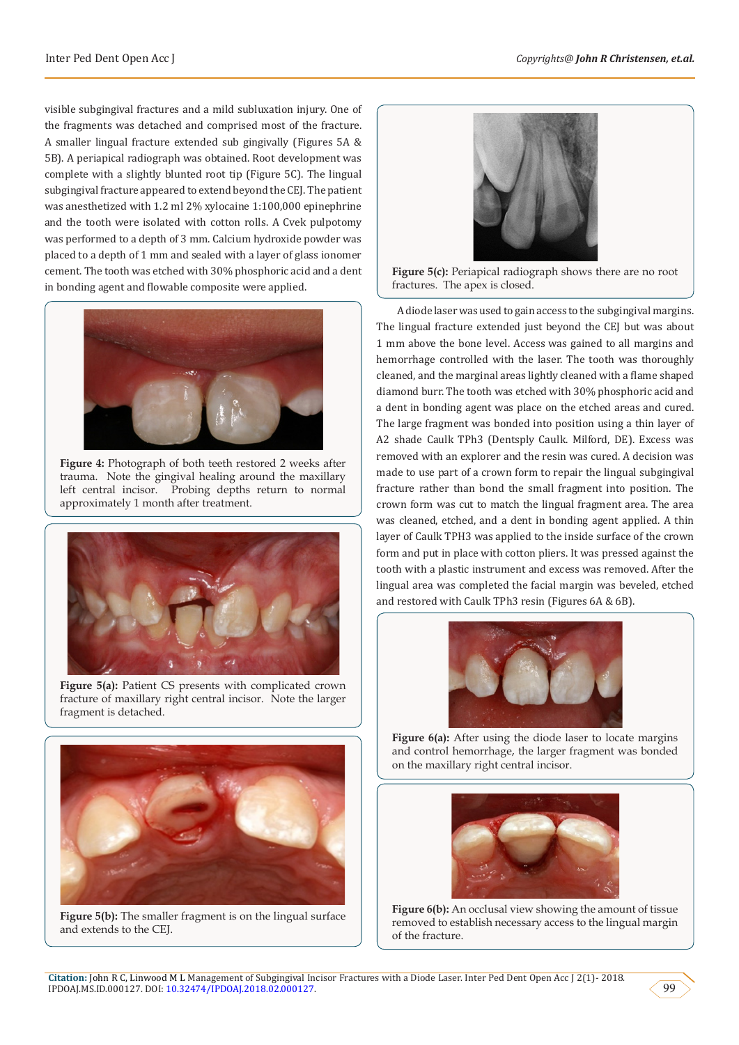visible subgingival fractures and a mild subluxation injury. One of the fragments was detached and comprised most of the fracture. A smaller lingual fracture extended sub gingivally (Figures 5A & 5B). A periapical radiograph was obtained. Root development was complete with a slightly blunted root tip (Figure 5C). The lingual subgingival fracture appeared to extend beyond the CEJ. The patient was anesthetized with 1.2 ml 2% xylocaine 1:100,000 epinephrine and the tooth were isolated with cotton rolls. A Cvek pulpotomy was performed to a depth of 3 mm. Calcium hydroxide powder was placed to a depth of 1 mm and sealed with a layer of glass ionomer cement. The tooth was etched with 30% phosphoric acid and a dent in bonding agent and flowable composite were applied.

**Figure 4:** Photograph of both teeth restored 2 weeks after trauma. Note the gingival healing around the maxillary left central incisor. Probing depths return to normal approximately 1 month after treatment.

**Figure 5(a):** Patient CS presents with complicated crown fracture of maxillary right central incisor. Note the larger fragment is detached.

**Figure 5(b):** The smaller fragment is on the lingual surface and extends to the CEJ.

**Figure 5(c):** Periapical radiograph shows there are no root fractures. The apex is closed.

A diode laser was used to gain access to the subgingival margins. The lingual fracture extended just beyond the CEJ but was about 1 mm above the bone level. Access was gained to all margins and hemorrhage controlled with the laser. The tooth was thoroughly cleaned, and the marginal areas lightly cleaned with a flame shaped diamond burr. The tooth was etched with 30% phosphoric acid and a dent in bonding agent was place on the etched areas and cured. The large fragment was bonded into position using a thin layer of A2 shade Caulk TPh3 (Dentsply Caulk. Milford, DE). Excess was removed with an explorer and the resin was cured. A decision was made to use part of a crown form to repair the lingual subgingival fracture rather than bond the small fragment into position. The crown form was cut to match the lingual fragment area. The area was cleaned, etched, and a dent in bonding agent applied. A thin layer of Caulk TPH3 was applied to the inside surface of the crown form and put in place with cotton pliers. It was pressed against the tooth with a plastic instrument and excess was removed. After the lingual area was completed the facial margin was beveled, etched and restored with Caulk TPh3 resin (Figures 6A & 6B).

**Figure 6(a):** After using the diode laser to locate margins and control hemorrhage, the larger fragment was bonded on the maxillary right central incisor.

**Figure 6(b):** An occlusal view showing the amount of tissue removed to establish necessary access to the lingual margin of the fracture.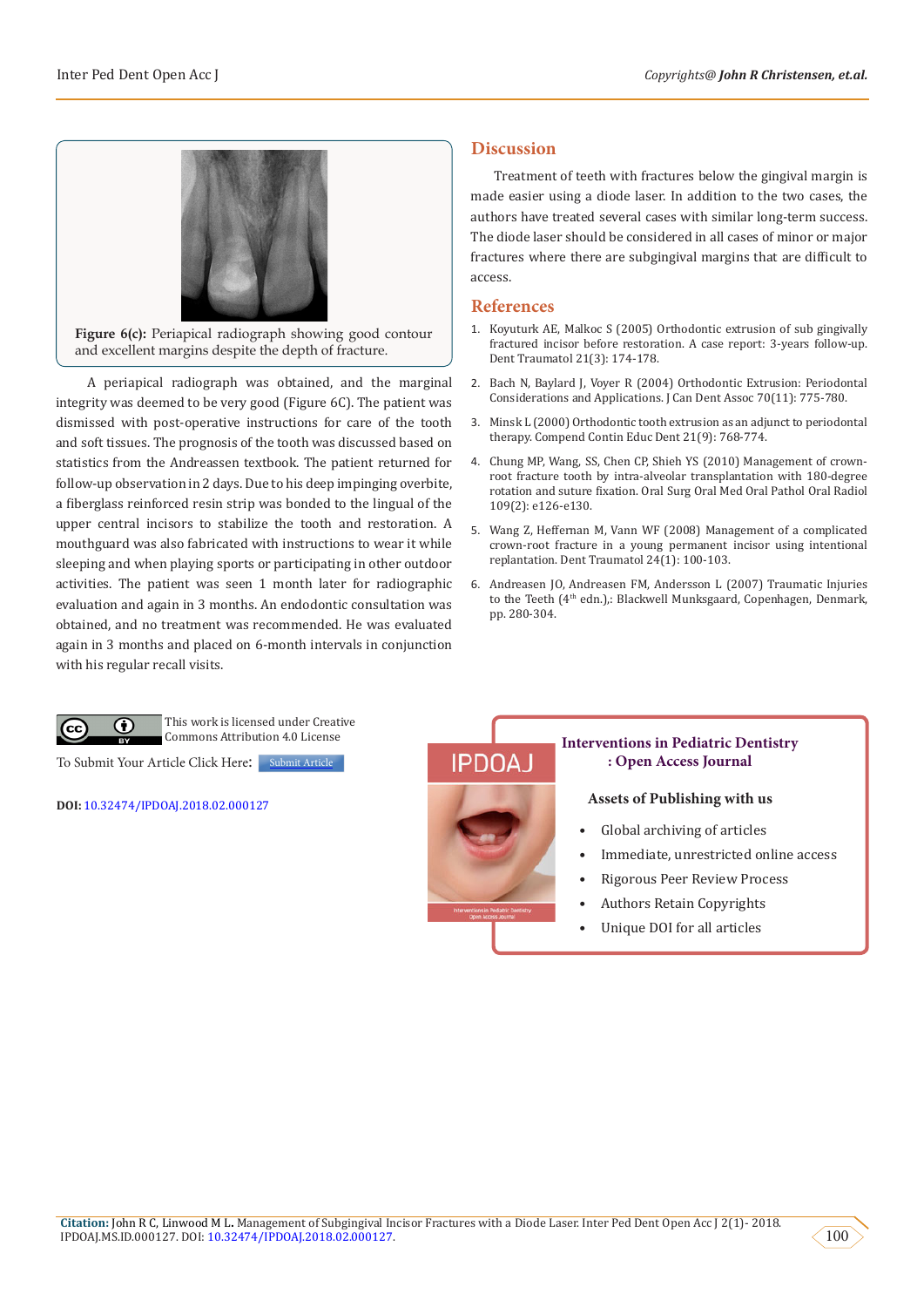**Figure 6(c):** Periapical radiograph showing good contour and excellent margins despite the depth of fracture.

A periapical radiograph was obtained, and the marginal integrity was deemed to be very good (Figure 6C). The patient was dismissed with post-operative instructions for care of the tooth and soft tissues. The prognosis of the tooth was discussed based on statistics from the Andreassen textbook. The patient returned for follow-up observation in 2 days. Due to his deep impinging overbite, a fiberglass reinforced resin strip was bonded to the lingual of the upper central incisors to stabilize the tooth and restoration. A mouthguard was also fabricated with instructions to wear it while sleeping and when playing sports or participating in other outdoor activities. The patient was seen 1 month later for radiographic evaluation and again in 3 months. An endodontic consultation was obtained, and no treatment was recommended. He was evaluated again in 3 months and placed on 6-month intervals in conjunction with his regular recall visits.

## Discussion

Treatment of teeth with fractures below the gingival margin is made easier using a diode laser. In addition to the two cases, the authors have treated several cases with similar long-term success. The diode laser should be considered in all cases of minor or major fractures where there are subgingival margins that are difficult to access.

## References

1. Koyuturk AE, Malkoc S (2005) Orthodontic extrusion of sub gingivally fractured incisor before restoration. A case report: 3-years follow-up. Dent Traumatol 21(3): 174-178.
2. Bach N, Baylard J, Voyer R (2004) Orthodontic Extrusion: Periodontal Considerations and Applications. J Can Dent Assoc 70(11): 775-780.
3. Minsk L (2000) Orthodontic tooth extrusion as an adjunct to periodontal therapy. Compend Contin Educ Dent 21(9): 768-774.
4. Chung MP, Wang, SS, Chen CP, Shieh YS (2010) Management of crown-root fracture tooth by intra-alveolar transplantation with 180-degree rotation and suture fixation. Oral Surg Oral Med Oral Pathol Oral Radiol 109(2): e126-e130.
5. Wang Z, Heffernan M, Vann WF (2008) Management of a complicated crown-root fracture in a young permanent incisor using intentional replantation. Dent Traumatol 24(1): 100-103.
6. Andreasen JO, Andreasen FM, Andersson L (2007) Traumatic Injuries to the Teeth (4th edn.),: Blackwell Munksgaard, Copenhagen, Denmark, pp. 280-304.

This work is licensed under Creative Commons Attribution 4.0 License

To Submit Your Article Click Here: Submit Article

**DOI:** 10.32474/IPDOAJ.2018.02.000127

**Interventions in Pediatric Dentistry : Open Access Journal**

**Assets of Publishing with us**

- Global archiving of articles
- Immediate, unrestricted online access
- Rigorous Peer Review Process
- Authors Retain Copyrights
- Unique DOI for all articles

**Citation:** John R C, Linwood M L. Management of Subgingival Incisor Fractures with a Diode Laser. Inter Ped Dent Open Acc J 2(1)- 2018. IPDOAJ.MS.ID.000127. DOI: 10.32474/IPDOAJ.2018.02.000127.